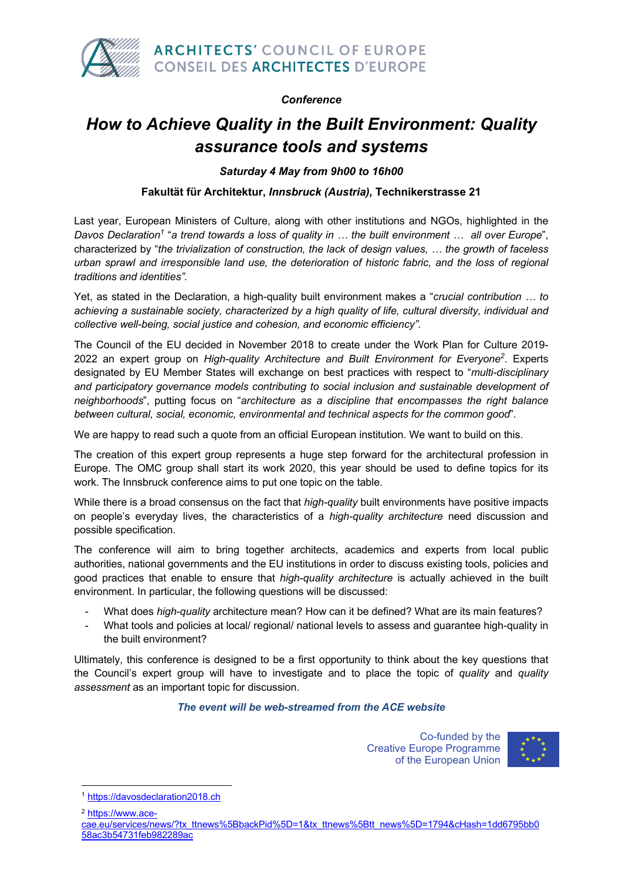ARCHITECTS' COUNCIL OF EUROPE
CONSEIL DES ARCHITECTES D'EUROPE

***Conference***

# *How to Achieve Quality in the Built Environment: Quality assurance tools and systems*

***Saturday 4 May from 9h00 to 16h00***

**Fakultät für Architektur, *Innsbruck (Austria),* Technikerstrasse 21**

Last year, European Ministers of Culture, along with other institutions and NGOs, highlighted in the *Davos Declaration*[1] "*a trend towards a loss of quality in … the built environment … all over Europe*", characterized by "*the trivialization of construction, the lack of design values, … the growth of faceless urban sprawl and irresponsible land use, the deterioration of historic fabric, and the loss of regional traditions and identities".*

Yet, as stated in the Declaration, a high-quality built environment makes a "*crucial contribution … to achieving a sustainable society, characterized by a high quality of life, cultural diversity, individual and collective well-being, social justice and cohesion, and economic efficiency".*

The Council of the EU decided in November 2018 to create under the Work Plan for Culture 2019-2022 an expert group on *High-quality Architecture and Built Environment for Everyone*[2]. Experts designated by EU Member States will exchange on best practices with respect to "*multi-disciplinary and participatory governance models contributing to social inclusion and sustainable development of neighborhoods*", putting focus on "*architecture as a discipline that encompasses the right balance between cultural, social, economic, environmental and technical aspects for the common good*".

We are happy to read such a quote from an official European institution. We want to build on this.

The creation of this expert group represents a huge step forward for the architectural profession in Europe. The OMC group shall start its work 2020, this year should be used to define topics for its work. The Innsbruck conference aims to put one topic on the table.

While there is a broad consensus on the fact that *high-quality* built environments have positive impacts on people's everyday lives, the characteristics of a *high-quality architecture* need discussion and possible specification.

The conference will aim to bring together architects, academics and experts from local public authorities, national governments and the EU institutions in order to discuss existing tools, policies and good practices that enable to ensure that *high-quality architecture* is actually achieved in the built environment. In particular, the following questions will be discussed:

- What does *high-quality* architecture mean? How can it be defined? What are its main features?
- What tools and policies at local/ regional/ national levels to assess and guarantee high-quality in the built environment?

Ultimately, this conference is designed to be a first opportunity to think about the key questions that the Council's expert group will have to investigate and to place the topic of *quality* and *quality assessment* as an important topic for discussion.

***The event will be web-streamed from the ACE website***

Co-funded by the Creative Europe Programme of the European Union

[1] https://davosdeclaration2018.ch

[2] https://www.ace-cae.eu/services/news/?tx_ttnews%5BbackPid%5D=1&tx_ttnews%5Btt_news%5D=1794&cHash=1dd6795bb058ac3b54731feb982289ac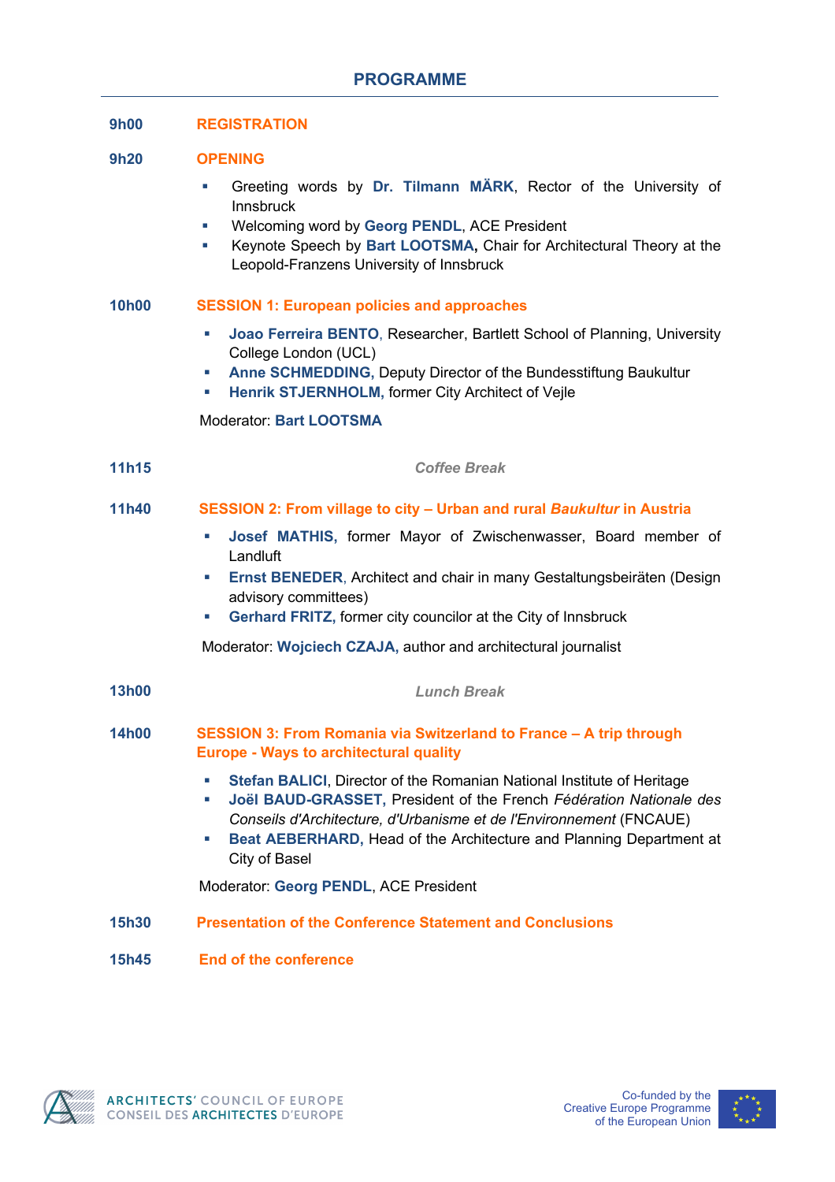## PROGRAMME

**9h00** **REGISTRATION**

**9h20** **OPENING**

- Greeting words by **Dr. Tilmann MÄRK**, Rector of the University of Innsbruck
- Welcoming word by **Georg PENDL**, ACE President
- Keynote Speech by **Bart LOOTSMA,** Chair for Architectural Theory at the Leopold-Franzens University of Innsbruck

**10h00** **SESSION 1: European policies and approaches**

- **Joao Ferreira BENTO**, Researcher, Bartlett School of Planning, University College London (UCL)
- **Anne SCHMEDDING,** Deputy Director of the Bundesstiftung Baukultur
- **Henrik STJERNHOLM,** former City Architect of Vejle

Moderator: **Bart LOOTSMA**

**11h15** ***Coffee Break***

**11h40** **SESSION 2: From village to city – Urban and rural *Baukultur* in Austria**

- **Josef MATHIS,** former Mayor of Zwischenwasser, Board member of Landluft
- **Ernst BENEDER**, Architect and chair in many Gestaltungsbeiräten (Design advisory committees)
- **Gerhard FRITZ,** former city councilor at the City of Innsbruck

Moderator: **Wojciech CZAJA,** author and architectural journalist

**13h00** ***Lunch Break***

**14h00** **SESSION 3: From Romania via Switzerland to France – A trip through Europe - Ways to architectural quality**

- **Stefan BALICI**, Director of the Romanian National Institute of Heritage
- **Joël BAUD-GRASSET,** President of the French *Fédération Nationale des Conseils d'Architecture, d'Urbanisme et de l'Environnement* (FNCAUE)
- **Beat AEBERHARD,** Head of the Architecture and Planning Department at City of Basel

Moderator: **Georg PENDL**, ACE President

**15h30** **Presentation of the Conference Statement and Conclusions**

**15h45** **End of the conference**

ARCHITECTS' COUNCIL OF EUROPE
CONSEIL DES ARCHITECTES D'EUROPE

Co-funded by the Creative Europe Programme of the European Union